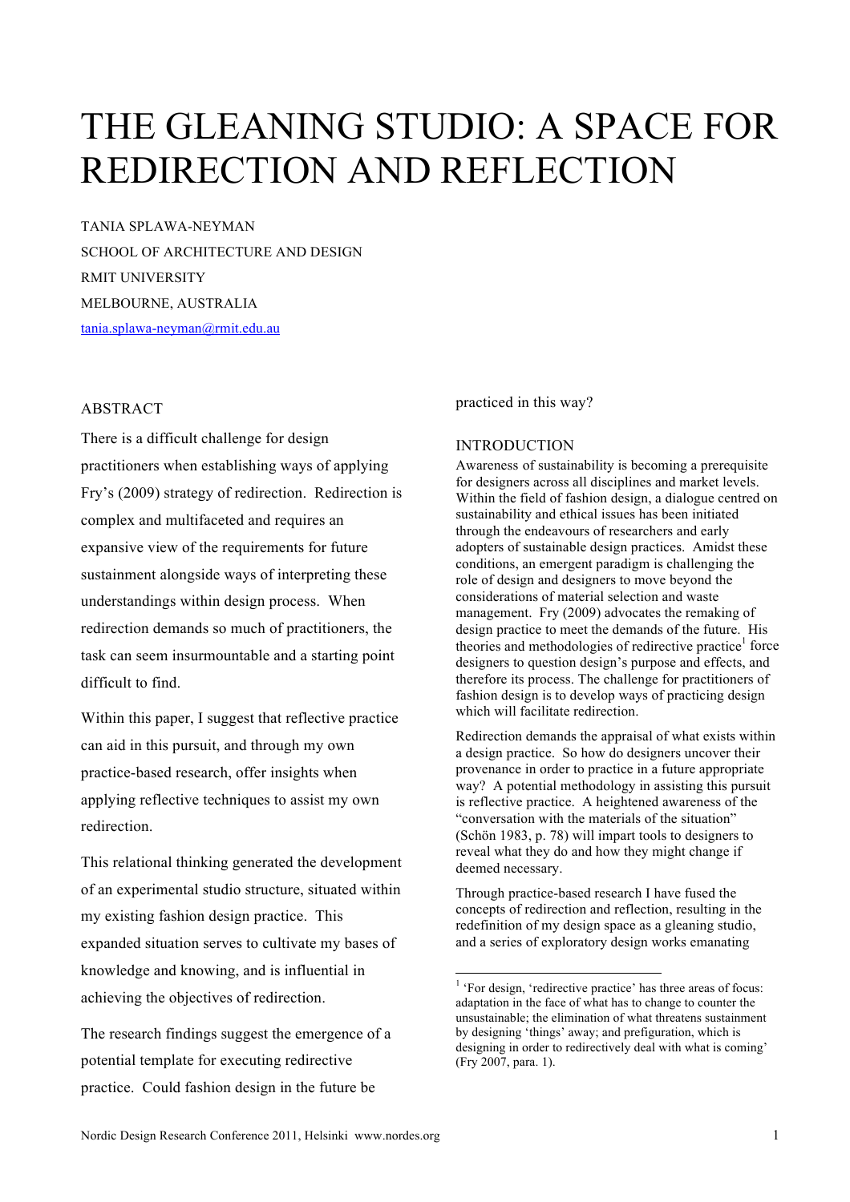# THE GLEANING STUDIO: A SPACE FOR REDIRECTION AND REFLECTION

TANIA SPLAWA-NEYMAN
SCHOOL OF ARCHITECTURE AND DESIGN
RMIT UNIVERSITY
MELBOURNE, AUSTRALIA
tania.splawa-neyman@rmit.edu.au

## ABSTRACT

There is a difficult challenge for design practitioners when establishing ways of applying Fry's (2009) strategy of redirection. Redirection is complex and multifaceted and requires an expansive view of the requirements for future sustainment alongside ways of interpreting these understandings within design process. When redirection demands so much of practitioners, the task can seem insurmountable and a starting point difficult to find.

Within this paper, I suggest that reflective practice can aid in this pursuit, and through my own practice-based research, offer insights when applying reflective techniques to assist my own redirection.

This relational thinking generated the development of an experimental studio structure, situated within my existing fashion design practice. This expanded situation serves to cultivate my bases of knowledge and knowing, and is influential in achieving the objectives of redirection.

The research findings suggest the emergence of a potential template for executing redirective practice. Could fashion design in the future be practiced in this way?

## INTRODUCTION

Awareness of sustainability is becoming a prerequisite for designers across all disciplines and market levels. Within the field of fashion design, a dialogue centred on sustainability and ethical issues has been initiated through the endeavours of researchers and early adopters of sustainable design practices. Amidst these conditions, an emergent paradigm is challenging the role of design and designers to move beyond the considerations of material selection and waste management. Fry (2009) advocates the remaking of design practice to meet the demands of the future. His theories and methodologies of redirective practice[1] force designers to question design's purpose and effects, and therefore its process. The challenge for practitioners of fashion design is to develop ways of practicing design which will facilitate redirection.

Redirection demands the appraisal of what exists within a design practice. So how do designers uncover their provenance in order to practice in a future appropriate way? A potential methodology in assisting this pursuit is reflective practice. A heightened awareness of the "conversation with the materials of the situation" (Schön 1983, p. 78) will impart tools to designers to reveal what they do and how they might change if deemed necessary.

Through practice-based research I have fused the concepts of redirection and reflection, resulting in the redefinition of my design space as a gleaning studio, and a series of exploratory design works emanating

[1] 'For design, 'redirective practice' has three areas of focus: adaptation in the face of what has to change to counter the unsustainable; the elimination of what threatens sustainment by designing 'things' away; and prefiguration, which is designing in order to redirectively deal with what is coming' (Fry 2007, para. 1).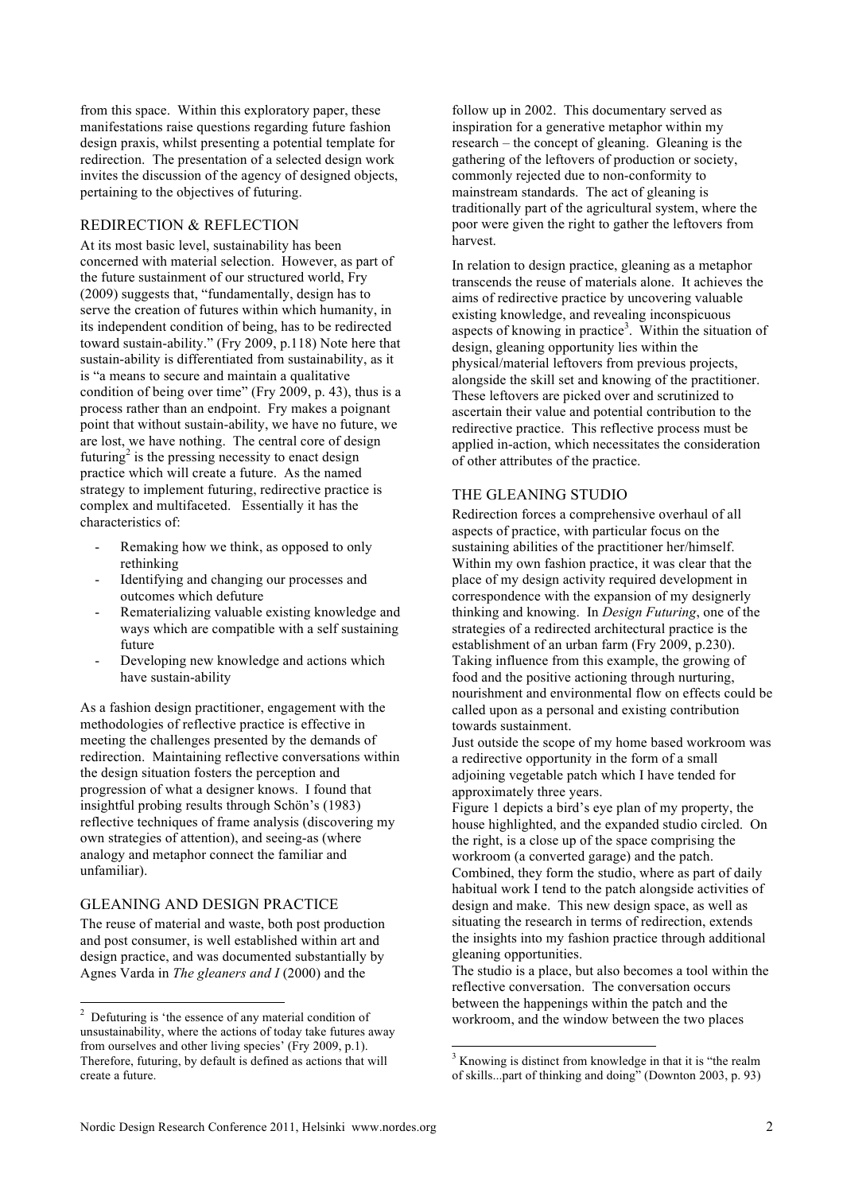from this space. Within this exploratory paper, these manifestations raise questions regarding future fashion design praxis, whilst presenting a potential template for redirection. The presentation of a selected design work invites the discussion of the agency of designed objects, pertaining to the objectives of futuring.

## REDIRECTION & REFLECTION

At its most basic level, sustainability has been concerned with material selection. However, as part of the future sustainment of our structured world, Fry (2009) suggests that, "fundamentally, design has to serve the creation of futures within which humanity, in its independent condition of being, has to be redirected toward sustain-ability." (Fry 2009, p.118) Note here that sustain-ability is differentiated from sustainability, as it is "a means to secure and maintain a qualitative condition of being over time" (Fry 2009, p. 43), thus is a process rather than an endpoint. Fry makes a poignant point that without sustain-ability, we have no future, we are lost, we have nothing. The central core of design futuring[2] is the pressing necessity to enact design practice which will create a future. As the named strategy to implement futuring, redirective practice is complex and multifaceted. Essentially it has the characteristics of:

- Remaking how we think, as opposed to only rethinking
- Identifying and changing our processes and outcomes which defuture
- Rematerializing valuable existing knowledge and ways which are compatible with a self sustaining future
- Developing new knowledge and actions which have sustain-ability

As a fashion design practitioner, engagement with the methodologies of reflective practice is effective in meeting the challenges presented by the demands of redirection. Maintaining reflective conversations within the design situation fosters the perception and progression of what a designer knows. I found that insightful probing results through Schön's (1983) reflective techniques of frame analysis (discovering my own strategies of attention), and seeing-as (where analogy and metaphor connect the familiar and unfamiliar).

## GLEANING AND DESIGN PRACTICE

The reuse of material and waste, both post production and post consumer, is well established within art and design practice, and was documented substantially by Agnes Varda in *The gleaners and I* (2000) and the follow up in 2002. This documentary served as inspiration for a generative metaphor within my research – the concept of gleaning. Gleaning is the gathering of the leftovers of production or society, commonly rejected due to non-conformity to mainstream standards. The act of gleaning is traditionally part of the agricultural system, where the poor were given the right to gather the leftovers from harvest.

In relation to design practice, gleaning as a metaphor transcends the reuse of materials alone. It achieves the aims of redirective practice by uncovering valuable existing knowledge, and revealing inconspicuous aspects of knowing in practice[3]. Within the situation of design, gleaning opportunity lies within the physical/material leftovers from previous projects, alongside the skill set and knowing of the practitioner. These leftovers are picked over and scrutinized to ascertain their value and potential contribution to the redirective practice. This reflective process must be applied in-action, which necessitates the consideration of other attributes of the practice.

## THE GLEANING STUDIO

Redirection forces a comprehensive overhaul of all aspects of practice, with particular focus on the sustaining abilities of the practitioner her/himself. Within my own fashion practice, it was clear that the place of my design activity required development in correspondence with the expansion of my designerly thinking and knowing. In *Design Futuring*, one of the strategies of a redirected architectural practice is the establishment of an urban farm (Fry 2009, p.230). Taking influence from this example, the growing of food and the positive actioning through nurturing, nourishment and environmental flow on effects could be called upon as a personal and existing contribution towards sustainment.

Just outside the scope of my home based workroom was a redirective opportunity in the form of a small adjoining vegetable patch which I have tended for approximately three years.

Figure 1 depicts a bird's eye plan of my property, the house highlighted, and the expanded studio circled. On the right, is a close up of the space comprising the workroom (a converted garage) and the patch. Combined, they form the studio, where as part of daily habitual work I tend to the patch alongside activities of design and make. This new design space, as well as situating the research in terms of redirection, extends the insights into my fashion practice through additional gleaning opportunities.

The studio is a place, but also becomes a tool within the reflective conversation. The conversation occurs between the happenings within the patch and the workroom, and the window between the two places

---

[2] Defuturing is 'the essence of any material condition of unsustainability, where the actions of today take futures away from ourselves and other living species' (Fry 2009, p.1). Therefore, futuring, by default is defined as actions that will create a future.

[3] Knowing is distinct from knowledge in that it is "the realm of skills...part of thinking and doing" (Downton 2003, p. 93)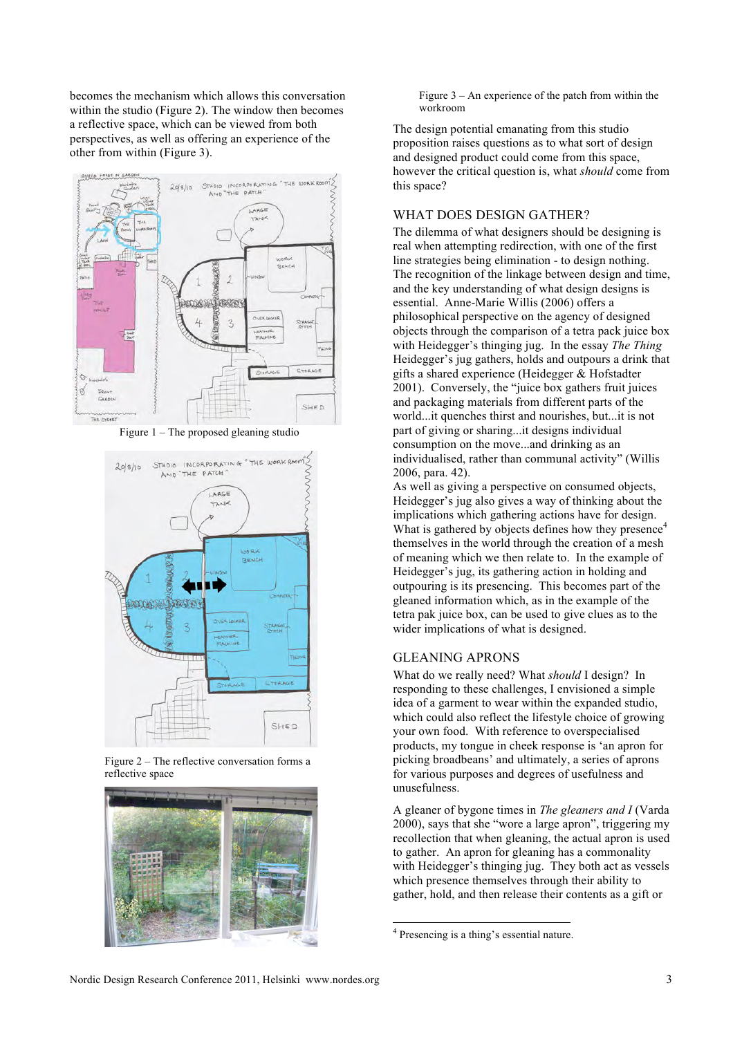becomes the mechanism which allows this conversation within the studio (Figure 2). The window then becomes a reflective space, which can be viewed from both perspectives, as well as offering an experience of the other from within (Figure 3).

Figure 1 – The proposed gleaning studio

Figure 2 – The reflective conversation forms a reflective space

Figure 3 – An experience of the patch from within the workroom

The design potential emanating from this studio proposition raises questions as to what sort of design and designed product could come from this space, however the critical question is, what *should* come from this space?

## WHAT DOES DESIGN GATHER?

The dilemma of what designers should be designing is real when attempting redirection, with one of the first line strategies being elimination - to design nothing. The recognition of the linkage between design and time, and the key understanding of what design designs is essential. Anne-Marie Willis (2006) offers a philosophical perspective on the agency of designed objects through the comparison of a tetra pack juice box with Heidegger's thinging jug. In the essay *The Thing* Heidegger's jug gathers, holds and outpours a drink that gifts a shared experience (Heidegger & Hofstadter 2001). Conversely, the "juice box gathers fruit juices and packaging materials from different parts of the world...it quenches thirst and nourishes, but...it is not part of giving or sharing...it designs individual consumption on the move...and drinking as an individualised, rather than communal activity" (Willis 2006, para. 42).

As well as giving a perspective on consumed objects, Heidegger's jug also gives a way of thinking about the implications which gathering actions have for design. What is gathered by objects defines how they presence[4] themselves in the world through the creation of a mesh of meaning which we then relate to. In the example of Heidegger's jug, its gathering action in holding and outpouring is its presencing. This becomes part of the gleaned information which, as in the example of the tetra pak juice box, can be used to give clues as to the wider implications of what is designed.

## GLEANING APRONS

What do we really need? What *should* I design? In responding to these challenges, I envisioned a simple idea of a garment to wear within the expanded studio, which could also reflect the lifestyle choice of growing your own food. With reference to overspecialised products, my tongue in cheek response is 'an apron for picking broadbeans' and ultimately, a series of aprons for various purposes and degrees of usefulness and unusefulness.

A gleaner of bygone times in *The gleaners and I* (Varda 2000), says that she "wore a large apron", triggering my recollection that when gleaning, the actual apron is used to gather. An apron for gleaning has a commonality with Heidegger's thinging jug. They both act as vessels which presence themselves through their ability to gather, hold, and then release their contents as a gift or

---

[4] Presencing is a thing's essential nature.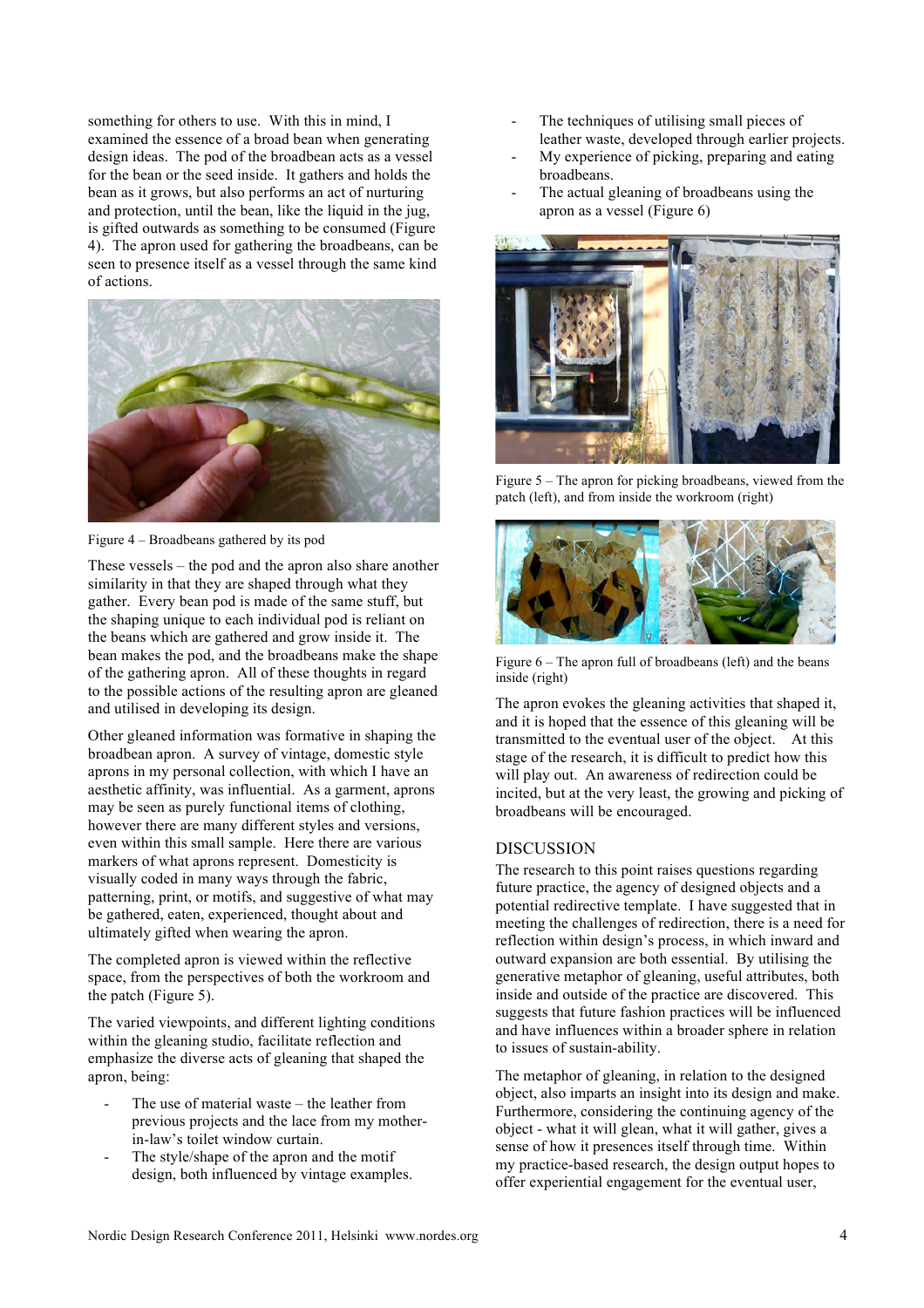something for others to use. With this in mind, I examined the essence of a broad bean when generating design ideas. The pod of the broadbean acts as a vessel for the bean or the seed inside. It gathers and holds the bean as it grows, but also performs an act of nurturing and protection, until the bean, like the liquid in the jug, is gifted outwards as something to be consumed (Figure 4). The apron used for gathering the broadbeans, can be seen to presence itself as a vessel through the same kind of actions.

Figure 4 – Broadbeans gathered by its pod

These vessels – the pod and the apron also share another similarity in that they are shaped through what they gather. Every bean pod is made of the same stuff, but the shaping unique to each individual pod is reliant on the beans which are gathered and grow inside it. The bean makes the pod, and the broadbeans make the shape of the gathering apron. All of these thoughts in regard to the possible actions of the resulting apron are gleaned and utilised in developing its design.

Other gleaned information was formative in shaping the broadbean apron. A survey of vintage, domestic style aprons in my personal collection, with which I have an aesthetic affinity, was influential. As a garment, aprons may be seen as purely functional items of clothing, however there are many different styles and versions, even within this small sample. Here there are various markers of what aprons represent. Domesticity is visually coded in many ways through the fabric, patterning, print, or motifs, and suggestive of what may be gathered, eaten, experienced, thought about and ultimately gifted when wearing the apron.

The completed apron is viewed within the reflective space, from the perspectives of both the workroom and the patch (Figure 5).

The varied viewpoints, and different lighting conditions within the gleaning studio, facilitate reflection and emphasize the diverse acts of gleaning that shaped the apron, being:

- The use of material waste – the leather from previous projects and the lace from my mother-in-law's toilet window curtain.
- The style/shape of the apron and the motif design, both influenced by vintage examples.
- The techniques of utilising small pieces of leather waste, developed through earlier projects.
- My experience of picking, preparing and eating broadbeans.
- The actual gleaning of broadbeans using the apron as a vessel (Figure 6)

Figure 5 – The apron for picking broadbeans, viewed from the patch (left), and from inside the workroom (right)

Figure 6 – The apron full of broadbeans (left) and the beans inside (right)

The apron evokes the gleaning activities that shaped it, and it is hoped that the essence of this gleaning will be transmitted to the eventual user of the object. At this stage of the research, it is difficult to predict how this will play out. An awareness of redirection could be incited, but at the very least, the growing and picking of broadbeans will be encouraged.

## DISCUSSION

The research to this point raises questions regarding future practice, the agency of designed objects and a potential redirective template. I have suggested that in meeting the challenges of redirection, there is a need for reflection within design's process, in which inward and outward expansion are both essential. By utilising the generative metaphor of gleaning, useful attributes, both inside and outside of the practice are discovered. This suggests that future fashion practices will be influenced and have influences within a broader sphere in relation to issues of sustain-ability.

The metaphor of gleaning, in relation to the designed object, also imparts an insight into its design and make. Furthermore, considering the continuing agency of the object - what it will glean, what it will gather, gives a sense of how it presences itself through time. Within my practice-based research, the design output hopes to offer experiential engagement for the eventual user,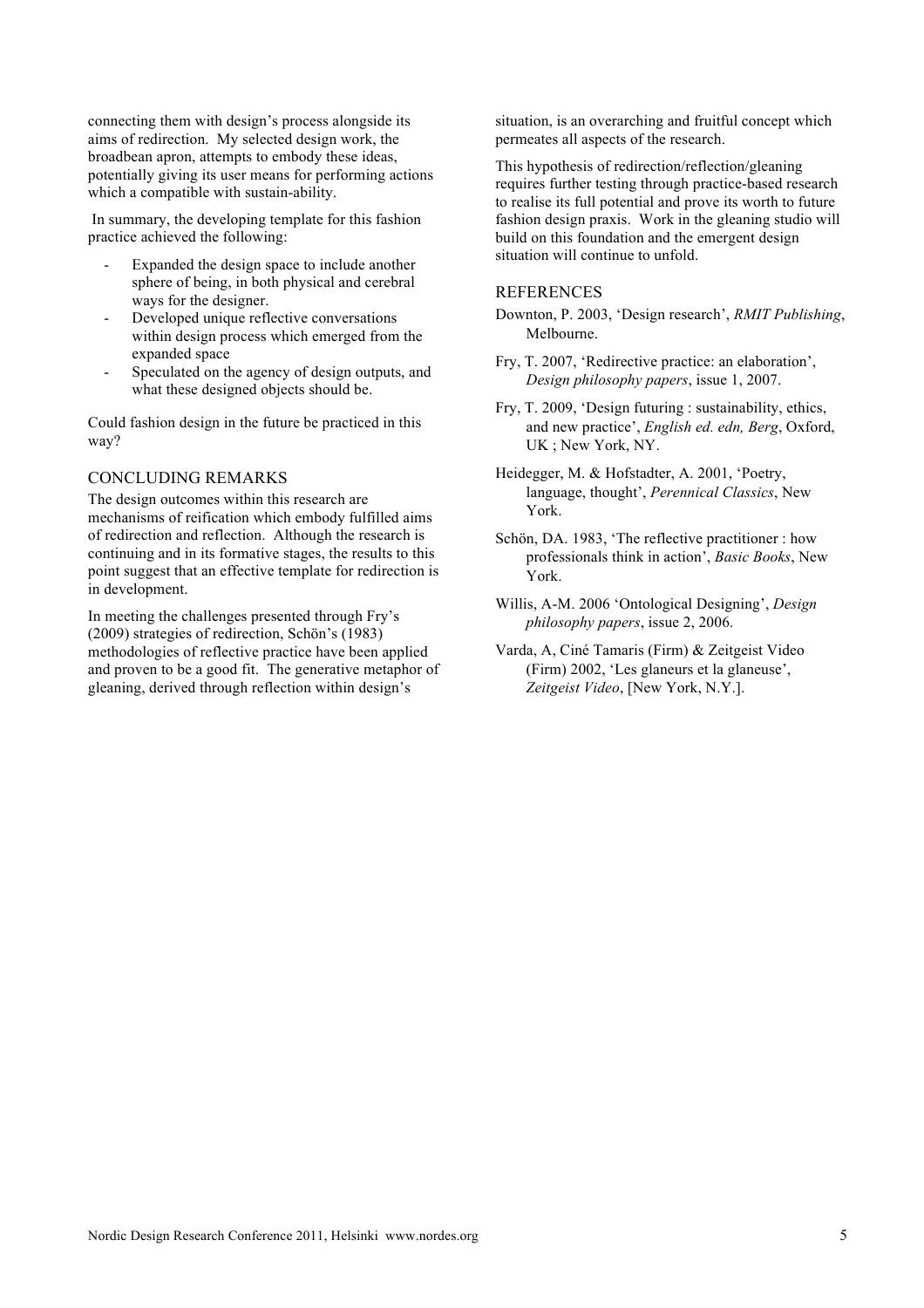connecting them with design's process alongside its aims of redirection. My selected design work, the broadbean apron, attempts to embody these ideas, potentially giving its user means for performing actions which a compatible with sustain-ability.

In summary, the developing template for this fashion practice achieved the following:

- Expanded the design space to include another sphere of being, in both physical and cerebral ways for the designer.
- Developed unique reflective conversations within design process which emerged from the expanded space
- Speculated on the agency of design outputs, and what these designed objects should be.

Could fashion design in the future be practiced in this way?

## CONCLUDING REMARKS

The design outcomes within this research are mechanisms of reification which embody fulfilled aims of redirection and reflection. Although the research is continuing and in its formative stages, the results to this point suggest that an effective template for redirection is in development.

In meeting the challenges presented through Fry's (2009) strategies of redirection, Schön's (1983) methodologies of reflective practice have been applied and proven to be a good fit. The generative metaphor of gleaning, derived through reflection within design's situation, is an overarching and fruitful concept which permeates all aspects of the research.

This hypothesis of redirection/reflection/gleaning requires further testing through practice-based research to realise its full potential and prove its worth to future fashion design praxis. Work in the gleaning studio will build on this foundation and the emergent design situation will continue to unfold.

## REFERENCES

Downton, P. 2003, 'Design research', *RMIT Publishing*, Melbourne.

Fry, T. 2007, 'Redirective practice: an elaboration', *Design philosophy papers*, issue 1, 2007.

Fry, T. 2009, 'Design futuring : sustainability, ethics, and new practice', *English ed. edn, Berg*, Oxford, UK ; New York, NY.

Heidegger, M. & Hofstadter, A. 2001, 'Poetry, language, thought', *Perennical Classics*, New York.

Schön, DA. 1983, 'The reflective practitioner : how professionals think in action', *Basic Books*, New York.

Willis, A-M. 2006 'Ontological Designing', *Design philosophy papers*, issue 2, 2006.

Varda, A, Ciné Tamaris (Firm) & Zeitgeist Video (Firm) 2002, 'Les glaneurs et la glaneuse', *Zeitgeist Video*, [New York, N.Y.].